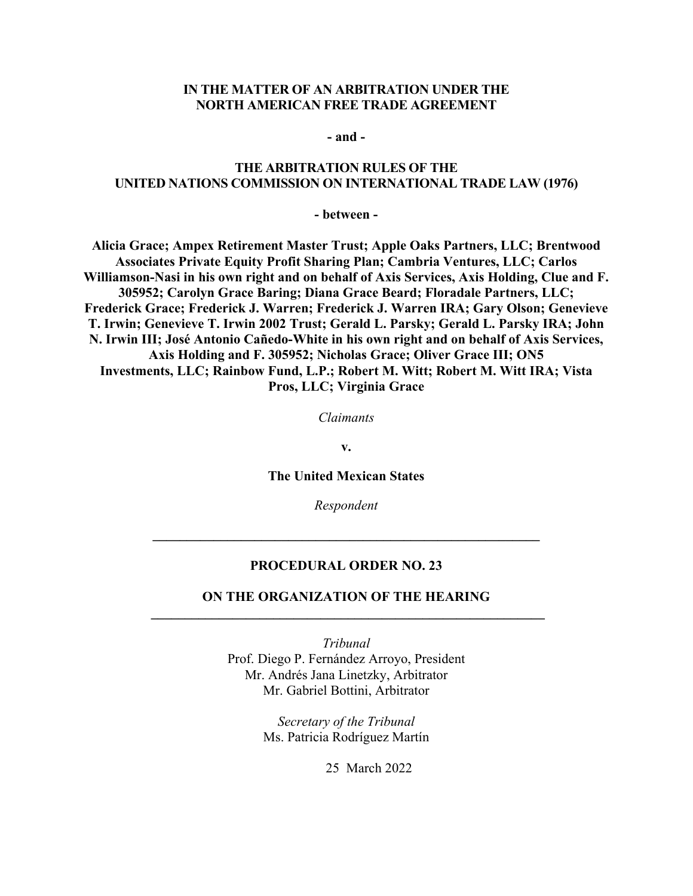**IN THE MATTER OF AN ARBITRATION UNDER THE NORTH AMERICAN FREE TRADE AGREEMENT**

**- and -**

**THE ARBITRATION RULES OF THE UNITED NATIONS COMMISSION ON INTERNATIONAL TRADE LAW (1976)**

**- between -**

**Alicia Grace; Ampex Retirement Master Trust; Apple Oaks Partners, LLC; Brentwood Associates Private Equity Profit Sharing Plan; Cambria Ventures, LLC; Carlos Williamson-Nasi in his own right and on behalf of Axis Services, Axis Holding, Clue and F. 305952; Carolyn Grace Baring; Diana Grace Beard; Floradale Partners, LLC; Frederick Grace; Frederick J. Warren; Frederick J. Warren IRA; Gary Olson; Genevieve T. Irwin; Genevieve T. Irwin 2002 Trust; Gerald L. Parsky; Gerald L. Parsky IRA; John N. Irwin III; José Antonio Cañedo-White in his own right and on behalf of Axis Services, Axis Holding and F. 305952; Nicholas Grace; Oliver Grace III; ON5 Investments, LLC; Rainbow Fund, L.P.; Robert M. Witt; Robert M. Witt IRA; Vista Pros, LLC; Virginia Grace**

*Claimants*

**v.**

**The United Mexican States**

*Respondent*

---

# PROCEDURAL ORDER NO. 23

## ON THE ORGANIZATION OF THE HEARING

---

*Tribunal*
Prof. Diego P. Fernández Arroyo, President
Mr. Andrés Jana Linetzky, Arbitrator
Mr. Gabriel Bottini, Arbitrator

*Secretary of the Tribunal*
Ms. Patricia Rodríguez Martín

25 March 2022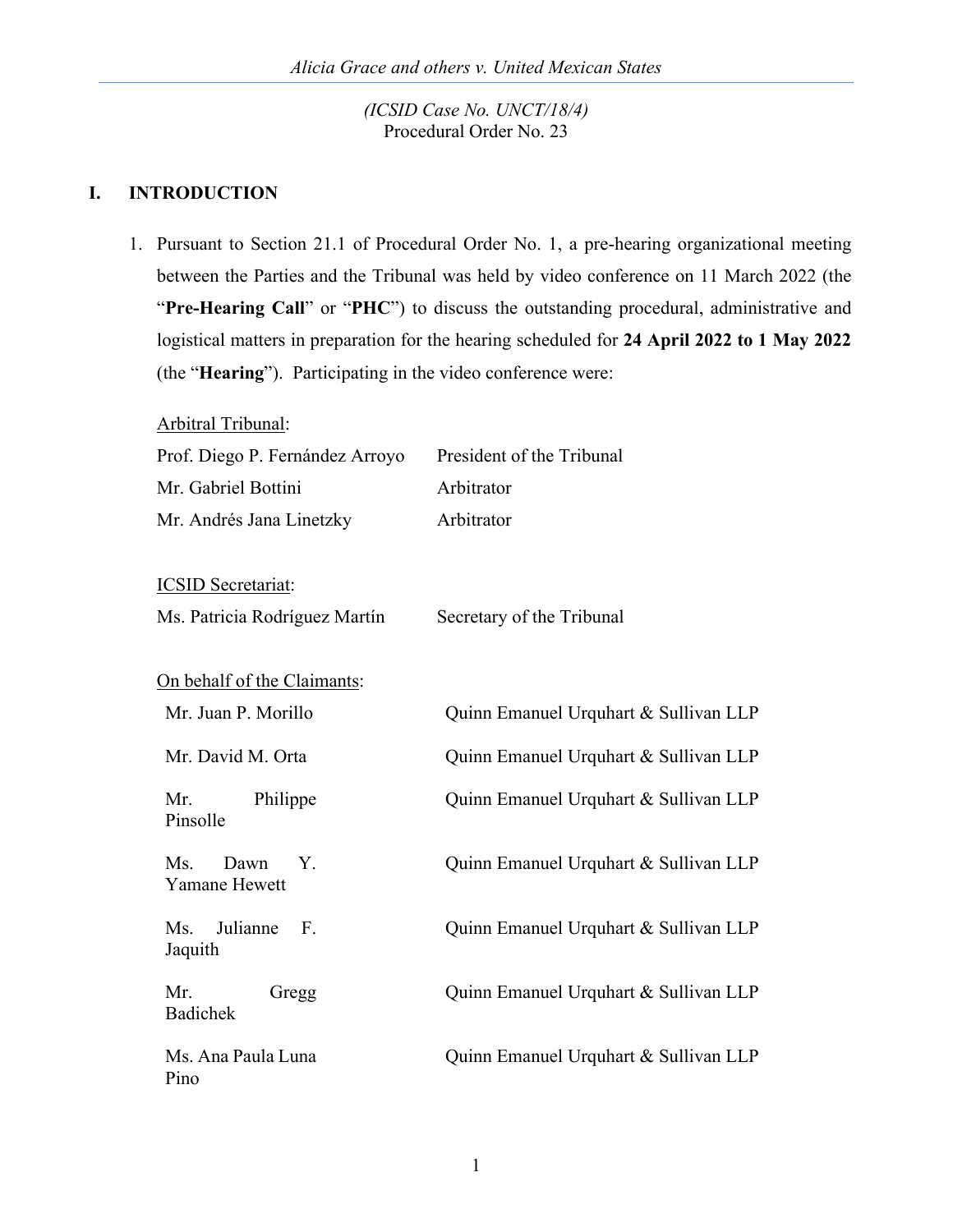*(ICSID Case No. UNCT/18/4)*
Procedural Order No. 23

## I. INTRODUCTION

1. Pursuant to Section 21.1 of Procedural Order No. 1, a pre-hearing organizational meeting between the Parties and the Tribunal was held by video conference on 11 March 2022 (the "**Pre-Hearing Call**" or "**PHC**") to discuss the outstanding procedural, administrative and logistical matters in preparation for the hearing scheduled for **24 April 2022 to 1 May 2022** (the "**Hearing**"). Participating in the video conference were:

<u>Arbitral Tribunal</u>:

| | |
|---|---|
| Prof. Diego P. Fernández Arroyo | President of the Tribunal |
| Mr. Gabriel Bottini | Arbitrator |
| Mr. Andrés Jana Linetzky | Arbitrator |

<u>ICSID Secretariat</u>:

| | |
|---|---|
| Ms. Patricia Rodríguez Martín | Secretary of the Tribunal |

<u>On behalf of the Claimants</u>:

| | |
|---|---|
| Mr. Juan P. Morillo | Quinn Emanuel Urquhart & Sullivan LLP |
| Mr. David M. Orta | Quinn Emanuel Urquhart & Sullivan LLP |
| Mr. Philippe Pinsolle | Quinn Emanuel Urquhart & Sullivan LLP |
| Ms. Dawn Y. Yamane Hewett | Quinn Emanuel Urquhart & Sullivan LLP |
| Ms. Julianne F. Jaquith | Quinn Emanuel Urquhart & Sullivan LLP |
| Mr. Gregg Badichek | Quinn Emanuel Urquhart & Sullivan LLP |
| Ms. Ana Paula Luna Pino | Quinn Emanuel Urquhart & Sullivan LLP |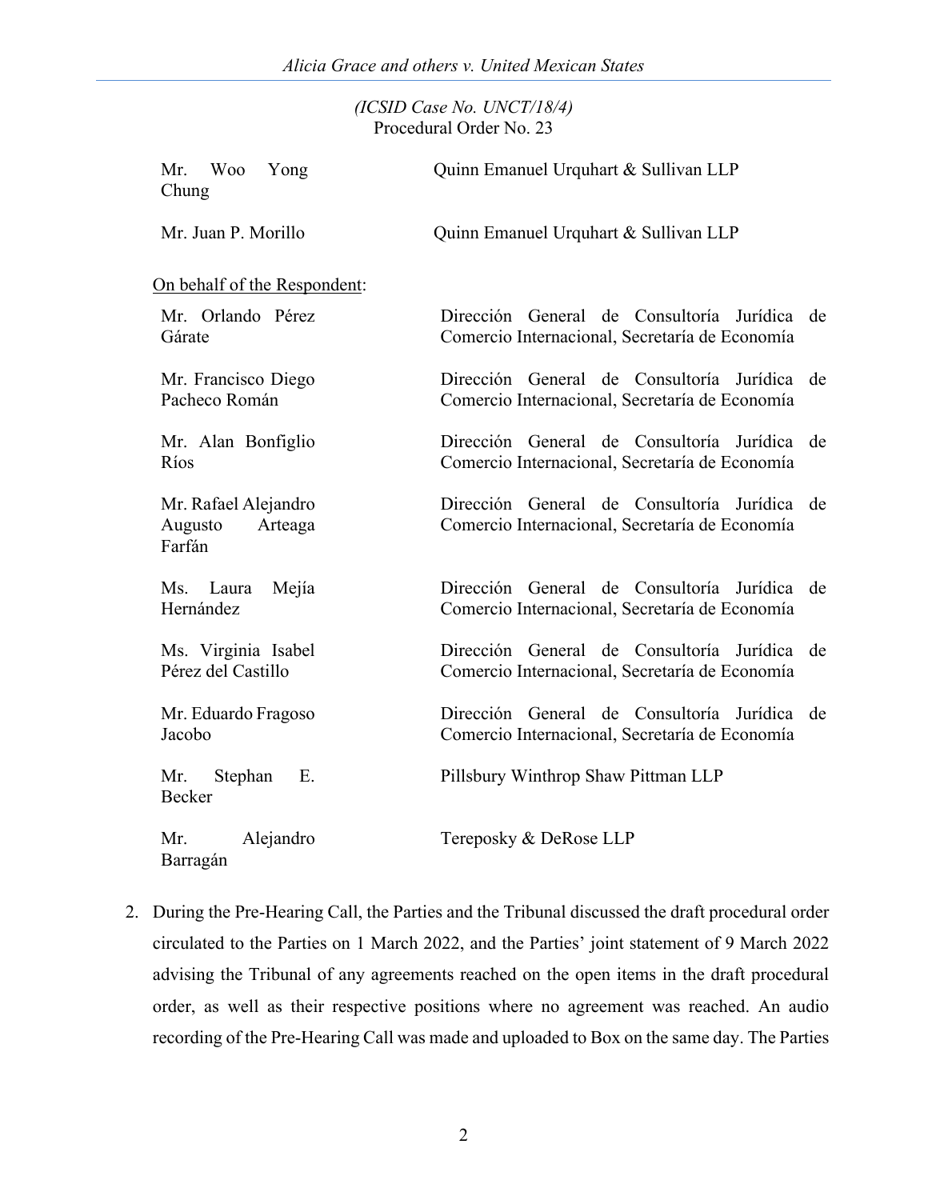| | |
|---|---|
| Mr. Woo Yong Chung | Quinn Emanuel Urquhart & Sullivan LLP |
| Mr. Juan P. Morillo | Quinn Emanuel Urquhart & Sullivan LLP |

On behalf of the Respondent:

| | |
|---|---|
| Mr. Orlando Pérez Gárate | Dirección General de Consultoría Jurídica de Comercio Internacional, Secretaría de Economía |
| Mr. Francisco Diego Pacheco Román | Dirección General de Consultoría Jurídica de Comercio Internacional, Secretaría de Economía |
| Mr. Alan Bonfiglio Ríos | Dirección General de Consultoría Jurídica de Comercio Internacional, Secretaría de Economía |
| Mr. Rafael Alejandro Augusto Arteaga Farfán | Dirección General de Consultoría Jurídica de Comercio Internacional, Secretaría de Economía |
| Ms. Laura Mejía Hernández | Dirección General de Consultoría Jurídica de Comercio Internacional, Secretaría de Economía |
| Ms. Virginia Isabel Pérez del Castillo | Dirección General de Consultoría Jurídica de Comercio Internacional, Secretaría de Economía |
| Mr. Eduardo Fragoso Jacobo | Dirección General de Consultoría Jurídica de Comercio Internacional, Secretaría de Economía |
| Mr. Stephan E. Becker | Pillsbury Winthrop Shaw Pittman LLP |
| Mr. Alejandro Barragán | Tereposky & DeRose LLP |

2. During the Pre-Hearing Call, the Parties and the Tribunal discussed the draft procedural order circulated to the Parties on 1 March 2022, and the Parties' joint statement of 9 March 2022 advising the Tribunal of any agreements reached on the open items in the draft procedural order, as well as their respective positions where no agreement was reached. An audio recording of the Pre-Hearing Call was made and uploaded to Box on the same day. The Parties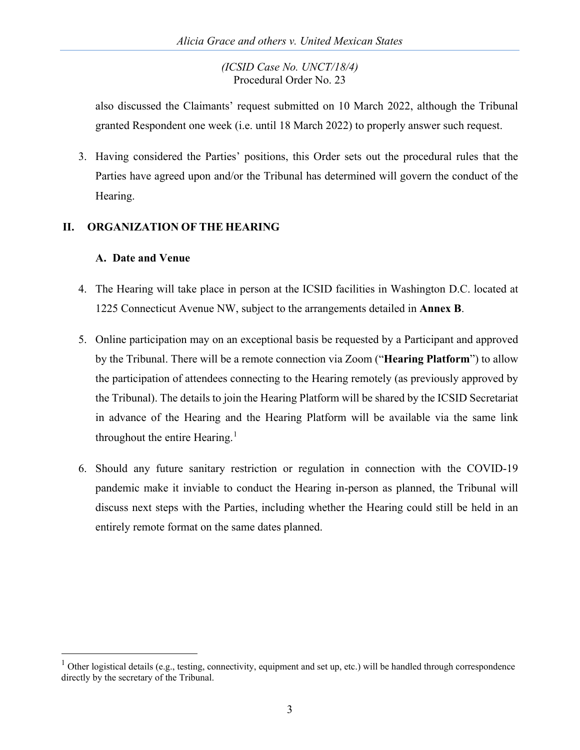also discussed the Claimants' request submitted on 10 March 2022, although the Tribunal granted Respondent one week (i.e. until 18 March 2022) to properly answer such request.

3. Having considered the Parties' positions, this Order sets out the procedural rules that the Parties have agreed upon and/or the Tribunal has determined will govern the conduct of the Hearing.

## II. ORGANIZATION OF THE HEARING

### A. Date and Venue

4. The Hearing will take place in person at the ICSID facilities in Washington D.C. located at 1225 Connecticut Avenue NW, subject to the arrangements detailed in **Annex B**.

5. Online participation may on an exceptional basis be requested by a Participant and approved by the Tribunal. There will be a remote connection via Zoom ("**Hearing Platform**") to allow the participation of attendees connecting to the Hearing remotely (as previously approved by the Tribunal). The details to join the Hearing Platform will be shared by the ICSID Secretariat in advance of the Hearing and the Hearing Platform will be available via the same link throughout the entire Hearing.[1]

6. Should any future sanitary restriction or regulation in connection with the COVID-19 pandemic make it inviable to conduct the Hearing in-person as planned, the Tribunal will discuss next steps with the Parties, including whether the Hearing could still be held in an entirely remote format on the same dates planned.

---

[1] Other logistical details (e.g., testing, connectivity, equipment and set up, etc.) will be handled through correspondence directly by the secretary of the Tribunal.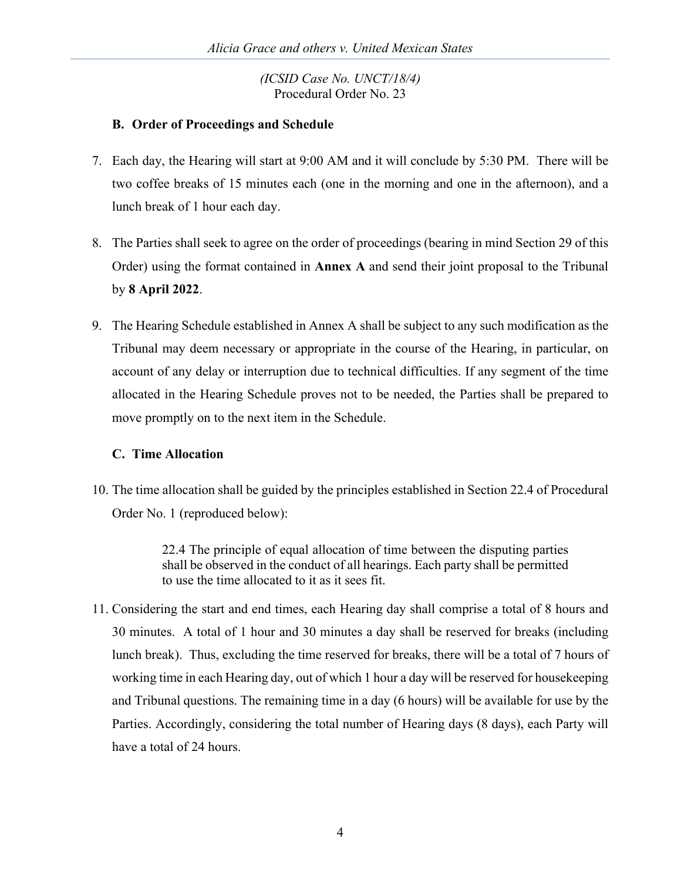### B. Order of Proceedings and Schedule

7. Each day, the Hearing will start at 9:00 AM and it will conclude by 5:30 PM. There will be two coffee breaks of 15 minutes each (one in the morning and one in the afternoon), and a lunch break of 1 hour each day.

8. The Parties shall seek to agree on the order of proceedings (bearing in mind Section 29 of this Order) using the format contained in **Annex A** and send their joint proposal to the Tribunal by **8 April 2022**.

9. The Hearing Schedule established in Annex A shall be subject to any such modification as the Tribunal may deem necessary or appropriate in the course of the Hearing, in particular, on account of any delay or interruption due to technical difficulties. If any segment of the time allocated in the Hearing Schedule proves not to be needed, the Parties shall be prepared to move promptly on to the next item in the Schedule.

### C. Time Allocation

10. The time allocation shall be guided by the principles established in Section 22.4 of Procedural Order No. 1 (reproduced below):

> 22.4 The principle of equal allocation of time between the disputing parties shall be observed in the conduct of all hearings. Each party shall be permitted to use the time allocated to it as it sees fit.

11. Considering the start and end times, each Hearing day shall comprise a total of 8 hours and 30 minutes. A total of 1 hour and 30 minutes a day shall be reserved for breaks (including lunch break). Thus, excluding the time reserved for breaks, there will be a total of 7 hours of working time in each Hearing day, out of which 1 hour a day will be reserved for housekeeping and Tribunal questions. The remaining time in a day (6 hours) will be available for use by the Parties. Accordingly, considering the total number of Hearing days (8 days), each Party will have a total of 24 hours.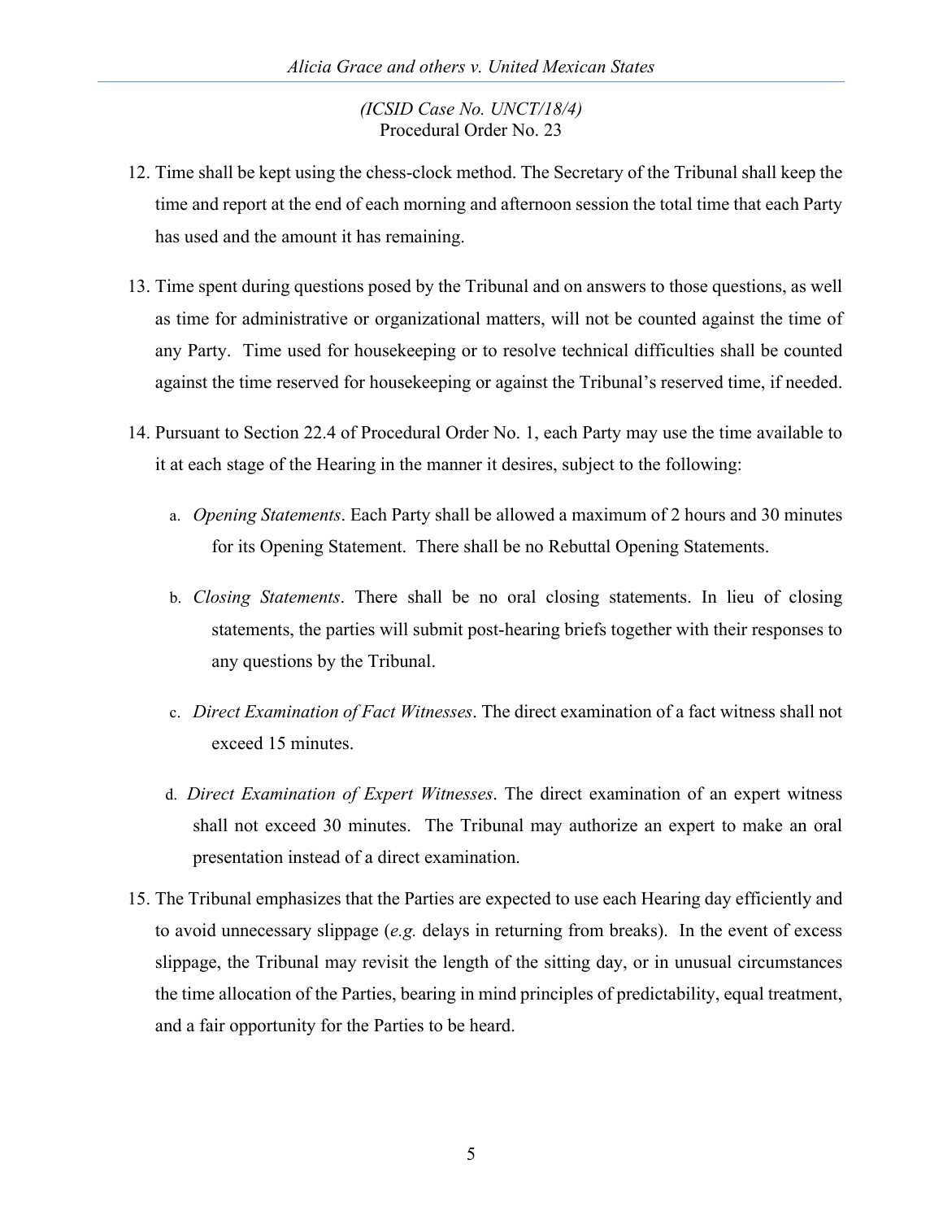12. Time shall be kept using the chess-clock method. The Secretary of the Tribunal shall keep the time and report at the end of each morning and afternoon session the total time that each Party has used and the amount it has remaining.

13. Time spent during questions posed by the Tribunal and on answers to those questions, as well as time for administrative or organizational matters, will not be counted against the time of any Party. Time used for housekeeping or to resolve technical difficulties shall be counted against the time reserved for housekeeping or against the Tribunal's reserved time, if needed.

14. Pursuant to Section 22.4 of Procedural Order No. 1, each Party may use the time available to it at each stage of the Hearing in the manner it desires, subject to the following:

    a. *Opening Statements*. Each Party shall be allowed a maximum of 2 hours and 30 minutes for its Opening Statement. There shall be no Rebuttal Opening Statements.

    b. *Closing Statements*. There shall be no oral closing statements. In lieu of closing statements, the parties will submit post-hearing briefs together with their responses to any questions by the Tribunal.

    c. *Direct Examination of Fact Witnesses*. The direct examination of a fact witness shall not exceed 15 minutes.

    d. *Direct Examination of Expert Witnesses*. The direct examination of an expert witness shall not exceed 30 minutes. The Tribunal may authorize an expert to make an oral presentation instead of a direct examination.

15. The Tribunal emphasizes that the Parties are expected to use each Hearing day efficiently and to avoid unnecessary slippage (*e.g.* delays in returning from breaks). In the event of excess slippage, the Tribunal may revisit the length of the sitting day, or in unusual circumstances the time allocation of the Parties, bearing in mind principles of predictability, equal treatment, and a fair opportunity for the Parties to be heard.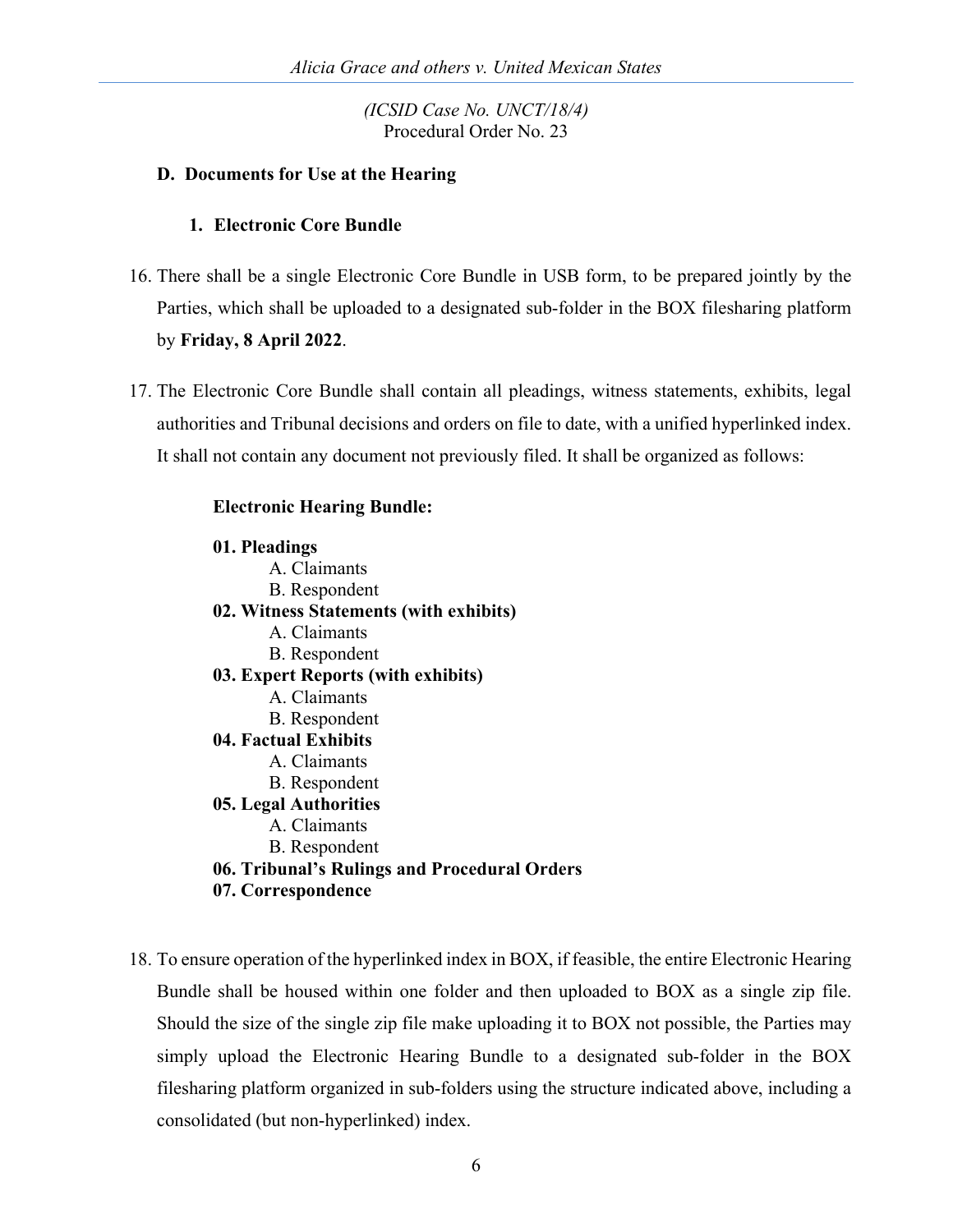## D. Documents for Use at the Hearing

### 1. Electronic Core Bundle

16. There shall be a single Electronic Core Bundle in USB form, to be prepared jointly by the Parties, which shall be uploaded to a designated sub-folder in the BOX filesharing platform by **Friday, 8 April 2022**.

17. The Electronic Core Bundle shall contain all pleadings, witness statements, exhibits, legal authorities and Tribunal decisions and orders on file to date, with a unified hyperlinked index. It shall not contain any document not previously filed. It shall be organized as follows:

    **Electronic Hearing Bundle:**

    **01. Pleadings**
    - A. Claimants
    - B. Respondent

    **02. Witness Statements (with exhibits)**
    - A. Claimants
    - B. Respondent

    **03. Expert Reports (with exhibits)**
    - A. Claimants
    - B. Respondent

    **04. Factual Exhibits**
    - A. Claimants
    - B. Respondent

    **05. Legal Authorities**
    - A. Claimants
    - B. Respondent

    **06. Tribunal's Rulings and Procedural Orders**

    **07. Correspondence**

18. To ensure operation of the hyperlinked index in BOX, if feasible, the entire Electronic Hearing Bundle shall be housed within one folder and then uploaded to BOX as a single zip file. Should the size of the single zip file make uploading it to BOX not possible, the Parties may simply upload the Electronic Hearing Bundle to a designated sub-folder in the BOX filesharing platform organized in sub-folders using the structure indicated above, including a consolidated (but non-hyperlinked) index.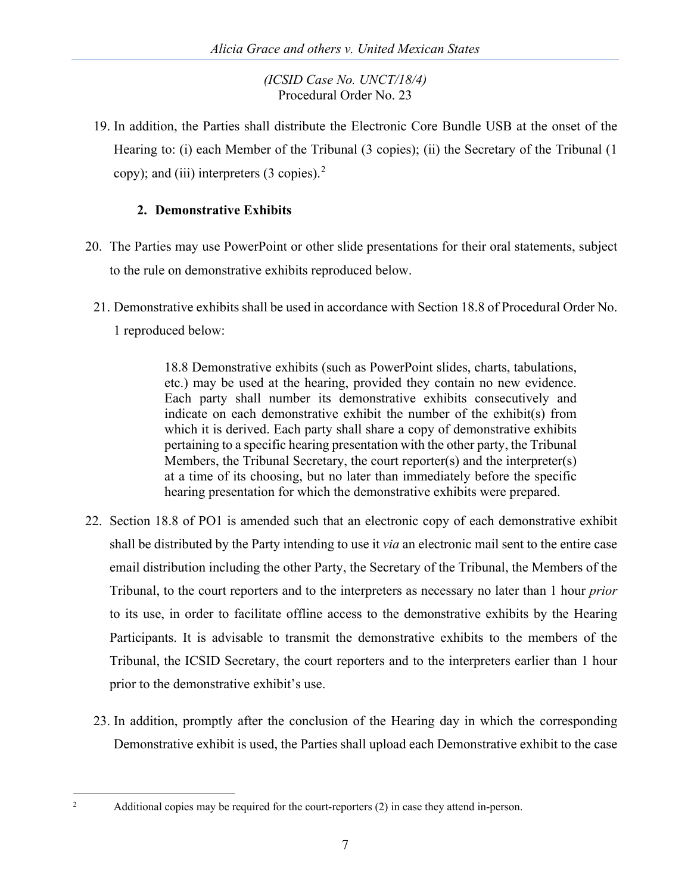19. In addition, the Parties shall distribute the Electronic Core Bundle USB at the onset of the Hearing to: (i) each Member of the Tribunal (3 copies); (ii) the Secretary of the Tribunal (1 copy); and (iii) interpreters (3 copies).[2]

### 2. Demonstrative Exhibits

20. The Parties may use PowerPoint or other slide presentations for their oral statements, subject to the rule on demonstrative exhibits reproduced below.

21. Demonstrative exhibits shall be used in accordance with Section 18.8 of Procedural Order No. 1 reproduced below:

> 18.8 Demonstrative exhibits (such as PowerPoint slides, charts, tabulations, etc.) may be used at the hearing, provided they contain no new evidence. Each party shall number its demonstrative exhibits consecutively and indicate on each demonstrative exhibit the number of the exhibit(s) from which it is derived. Each party shall share a copy of demonstrative exhibits pertaining to a specific hearing presentation with the other party, the Tribunal Members, the Tribunal Secretary, the court reporter(s) and the interpreter(s) at a time of its choosing, but no later than immediately before the specific hearing presentation for which the demonstrative exhibits were prepared.

22. Section 18.8 of PO1 is amended such that an electronic copy of each demonstrative exhibit shall be distributed by the Party intending to use it *via* an electronic mail sent to the entire case email distribution including the other Party, the Secretary of the Tribunal, the Members of the Tribunal, to the court reporters and to the interpreters as necessary no later than 1 hour *prior* to its use, in order to facilitate offline access to the demonstrative exhibits by the Hearing Participants. It is advisable to transmit the demonstrative exhibits to the members of the Tribunal, the ICSID Secretary, the court reporters and to the interpreters earlier than 1 hour prior to the demonstrative exhibit's use.

23. In addition, promptly after the conclusion of the Hearing day in which the corresponding Demonstrative exhibit is used, the Parties shall upload each Demonstrative exhibit to the case

---

[2] Additional copies may be required for the court-reporters (2) in case they attend in-person.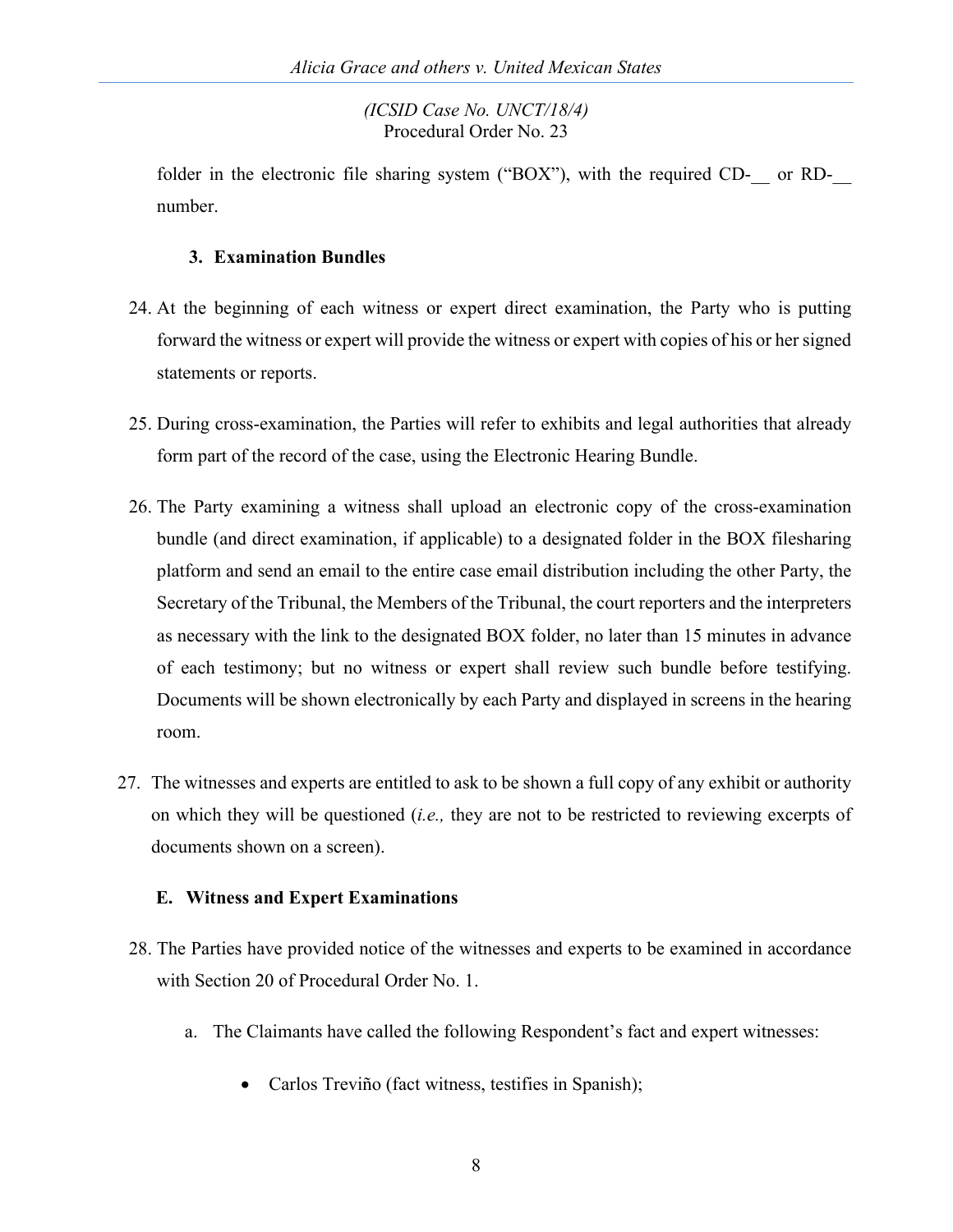folder in the electronic file sharing system ("BOX"), with the required CD-__ or RD-__ number.

### 3. Examination Bundles

24. At the beginning of each witness or expert direct examination, the Party who is putting forward the witness or expert will provide the witness or expert with copies of his or her signed statements or reports.

25. During cross-examination, the Parties will refer to exhibits and legal authorities that already form part of the record of the case, using the Electronic Hearing Bundle.

26. The Party examining a witness shall upload an electronic copy of the cross-examination bundle (and direct examination, if applicable) to a designated folder in the BOX filesharing platform and send an email to the entire case email distribution including the other Party, the Secretary of the Tribunal, the Members of the Tribunal, the court reporters and the interpreters as necessary with the link to the designated BOX folder, no later than 15 minutes in advance of each testimony; but no witness or expert shall review such bundle before testifying. Documents will be shown electronically by each Party and displayed in screens in the hearing room.

27. The witnesses and experts are entitled to ask to be shown a full copy of any exhibit or authority on which they will be questioned (*i.e.,* they are not to be restricted to reviewing excerpts of documents shown on a screen).

## E. Witness and Expert Examinations

28. The Parties have provided notice of the witnesses and experts to be examined in accordance with Section 20 of Procedural Order No. 1.

    a. The Claimants have called the following Respondent's fact and expert witnesses:

        - Carlos Treviño (fact witness, testifies in Spanish);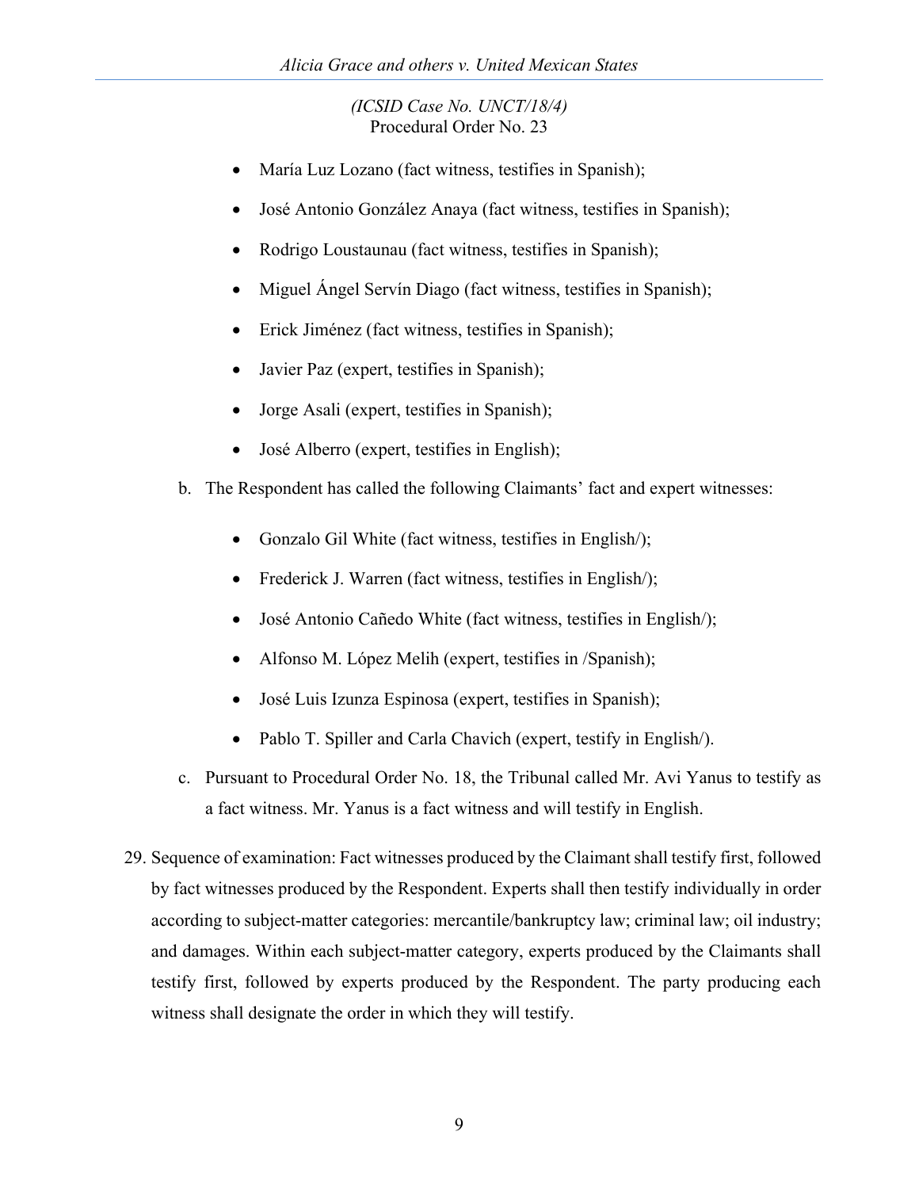- María Luz Lozano (fact witness, testifies in Spanish);
- José Antonio González Anaya (fact witness, testifies in Spanish);
- Rodrigo Loustaunau (fact witness, testifies in Spanish);
- Miguel Ángel Servín Diago (fact witness, testifies in Spanish);
- Erick Jiménez (fact witness, testifies in Spanish);
- Javier Paz (expert, testifies in Spanish);
- Jorge Asali (expert, testifies in Spanish);
- José Alberro (expert, testifies in English);

b. The Respondent has called the following Claimants' fact and expert witnesses:

- Gonzalo Gil White (fact witness, testifies in English/);
- Frederick J. Warren (fact witness, testifies in English/);
- José Antonio Cañedo White (fact witness, testifies in English/);
- Alfonso M. López Melih (expert, testifies in /Spanish);
- José Luis Izunza Espinosa (expert, testifies in Spanish);
- Pablo T. Spiller and Carla Chavich (expert, testify in English/).

c. Pursuant to Procedural Order No. 18, the Tribunal called Mr. Avi Yanus to testify as a fact witness. Mr. Yanus is a fact witness and will testify in English.

29. Sequence of examination: Fact witnesses produced by the Claimant shall testify first, followed by fact witnesses produced by the Respondent. Experts shall then testify individually in order according to subject-matter categories: mercantile/bankruptcy law; criminal law; oil industry; and damages. Within each subject-matter category, experts produced by the Claimants shall testify first, followed by experts produced by the Respondent. The party producing each witness shall designate the order in which they will testify.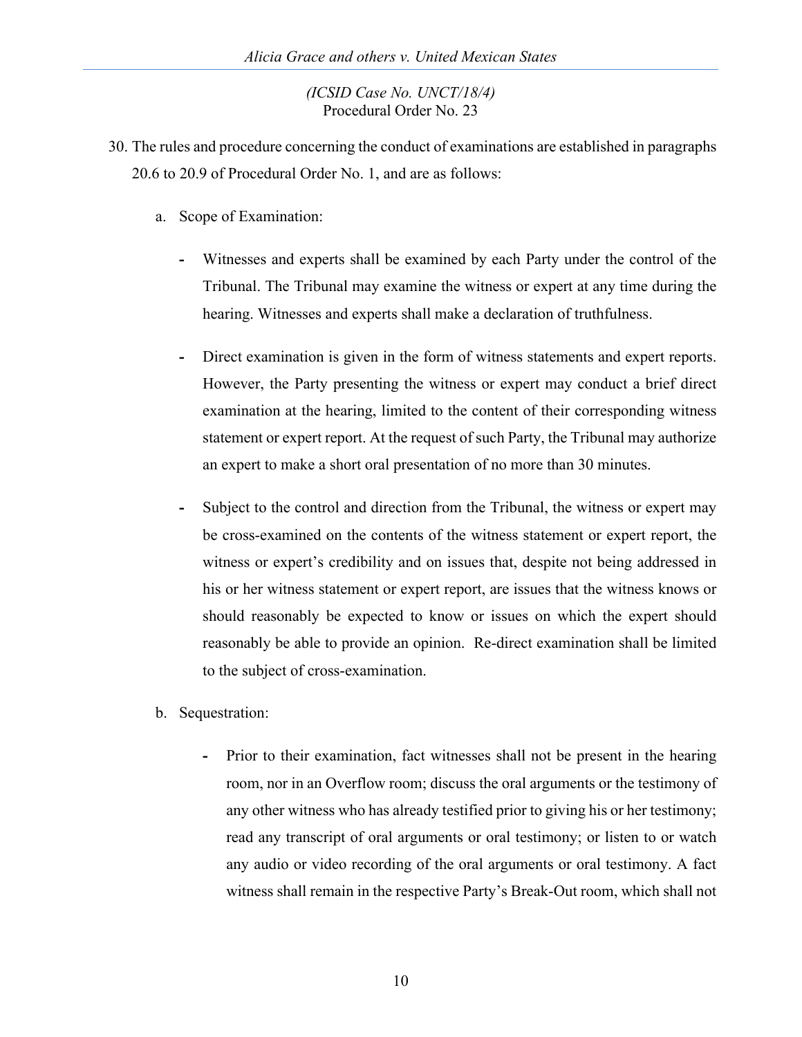30. The rules and procedure concerning the conduct of examinations are established in paragraphs 20.6 to 20.9 of Procedural Order No. 1, and are as follows:

    a. Scope of Examination:

        - Witnesses and experts shall be examined by each Party under the control of the Tribunal. The Tribunal may examine the witness or expert at any time during the hearing. Witnesses and experts shall make a declaration of truthfulness.

        - Direct examination is given in the form of witness statements and expert reports. However, the Party presenting the witness or expert may conduct a brief direct examination at the hearing, limited to the content of their corresponding witness statement or expert report. At the request of such Party, the Tribunal may authorize an expert to make a short oral presentation of no more than 30 minutes.

        - Subject to the control and direction from the Tribunal, the witness or expert may be cross-examined on the contents of the witness statement or expert report, the witness or expert's credibility and on issues that, despite not being addressed in his or her witness statement or expert report, are issues that the witness knows or should reasonably be expected to know or issues on which the expert should reasonably be able to provide an opinion. Re-direct examination shall be limited to the subject of cross-examination.

    b. Sequestration:

        - Prior to their examination, fact witnesses shall not be present in the hearing room, nor in an Overflow room; discuss the oral arguments or the testimony of any other witness who has already testified prior to giving his or her testimony; read any transcript of oral arguments or oral testimony; or listen to or watch any audio or video recording of the oral arguments or oral testimony. A fact witness shall remain in the respective Party's Break-Out room, which shall not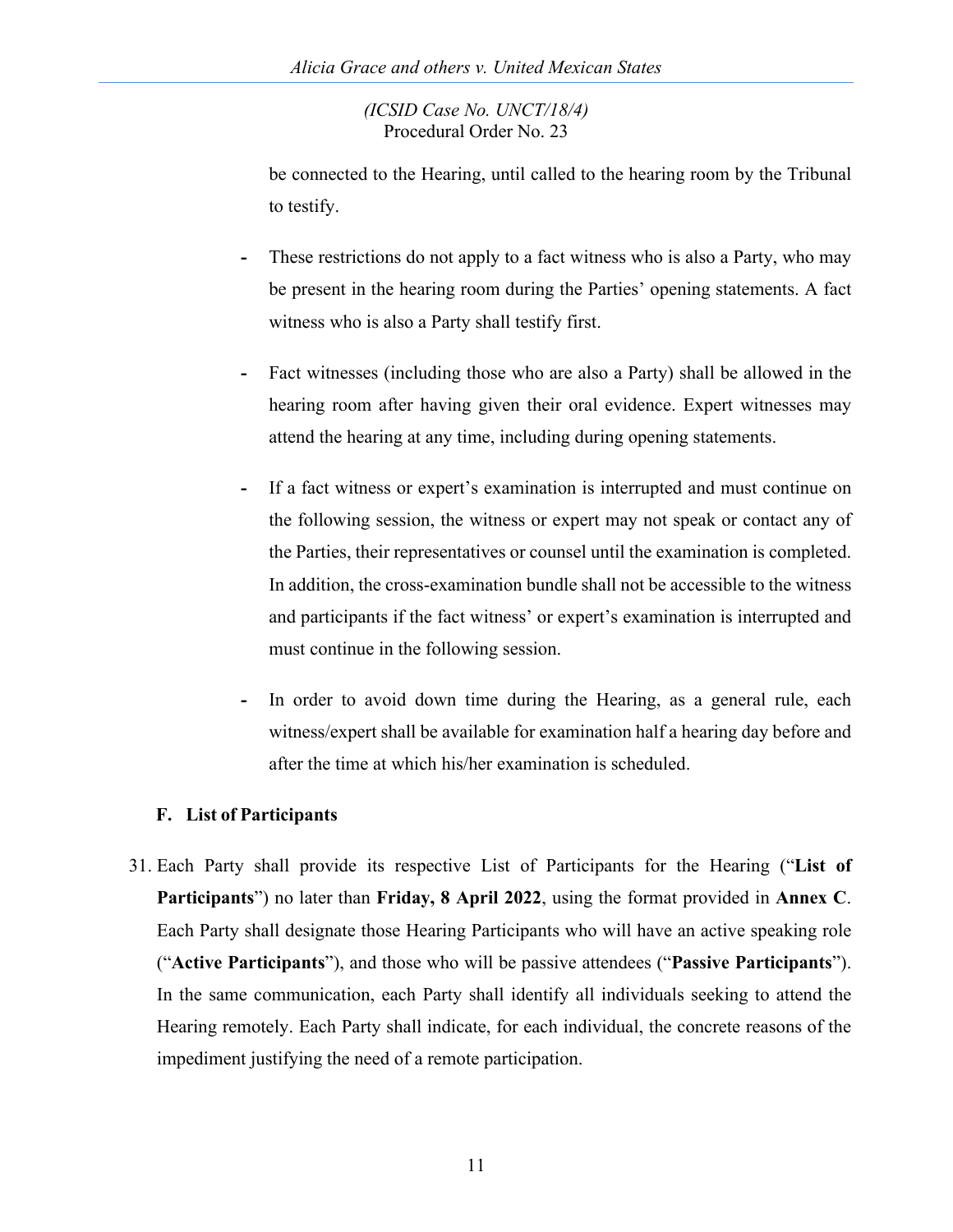be connected to the Hearing, until called to the hearing room by the Tribunal to testify.

- These restrictions do not apply to a fact witness who is also a Party, who may be present in the hearing room during the Parties' opening statements. A fact witness who is also a Party shall testify first.

- Fact witnesses (including those who are also a Party) shall be allowed in the hearing room after having given their oral evidence. Expert witnesses may attend the hearing at any time, including during opening statements.

- If a fact witness or expert's examination is interrupted and must continue on the following session, the witness or expert may not speak or contact any of the Parties, their representatives or counsel until the examination is completed. In addition, the cross-examination bundle shall not be accessible to the witness and participants if the fact witness' or expert's examination is interrupted and must continue in the following session.

- In order to avoid down time during the Hearing, as a general rule, each witness/expert shall be available for examination half a hearing day before and after the time at which his/her examination is scheduled.

### F. List of Participants

31. Each Party shall provide its respective List of Participants for the Hearing ("**List of Participants**") no later than **Friday, 8 April 2022**, using the format provided in **Annex C**. Each Party shall designate those Hearing Participants who will have an active speaking role ("**Active Participants**"), and those who will be passive attendees ("**Passive Participants**"). In the same communication, each Party shall identify all individuals seeking to attend the Hearing remotely. Each Party shall indicate, for each individual, the concrete reasons of the impediment justifying the need of a remote participation.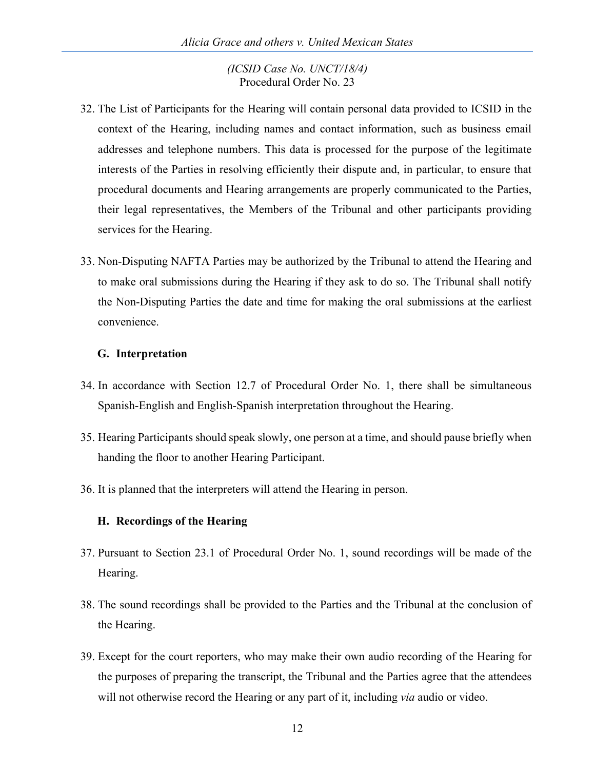32. The List of Participants for the Hearing will contain personal data provided to ICSID in the context of the Hearing, including names and contact information, such as business email addresses and telephone numbers. This data is processed for the purpose of the legitimate interests of the Parties in resolving efficiently their dispute and, in particular, to ensure that procedural documents and Hearing arrangements are properly communicated to the Parties, their legal representatives, the Members of the Tribunal and other participants providing services for the Hearing.

33. Non-Disputing NAFTA Parties may be authorized by the Tribunal to attend the Hearing and to make oral submissions during the Hearing if they ask to do so. The Tribunal shall notify the Non-Disputing Parties the date and time for making the oral submissions at the earliest convenience.

### G. Interpretation

34. In accordance with Section 12.7 of Procedural Order No. 1, there shall be simultaneous Spanish-English and English-Spanish interpretation throughout the Hearing.

35. Hearing Participants should speak slowly, one person at a time, and should pause briefly when handing the floor to another Hearing Participant.

36. It is planned that the interpreters will attend the Hearing in person.

### H. Recordings of the Hearing

37. Pursuant to Section 23.1 of Procedural Order No. 1, sound recordings will be made of the Hearing.

38. The sound recordings shall be provided to the Parties and the Tribunal at the conclusion of the Hearing.

39. Except for the court reporters, who may make their own audio recording of the Hearing for the purposes of preparing the transcript, the Tribunal and the Parties agree that the attendees will not otherwise record the Hearing or any part of it, including *via* audio or video.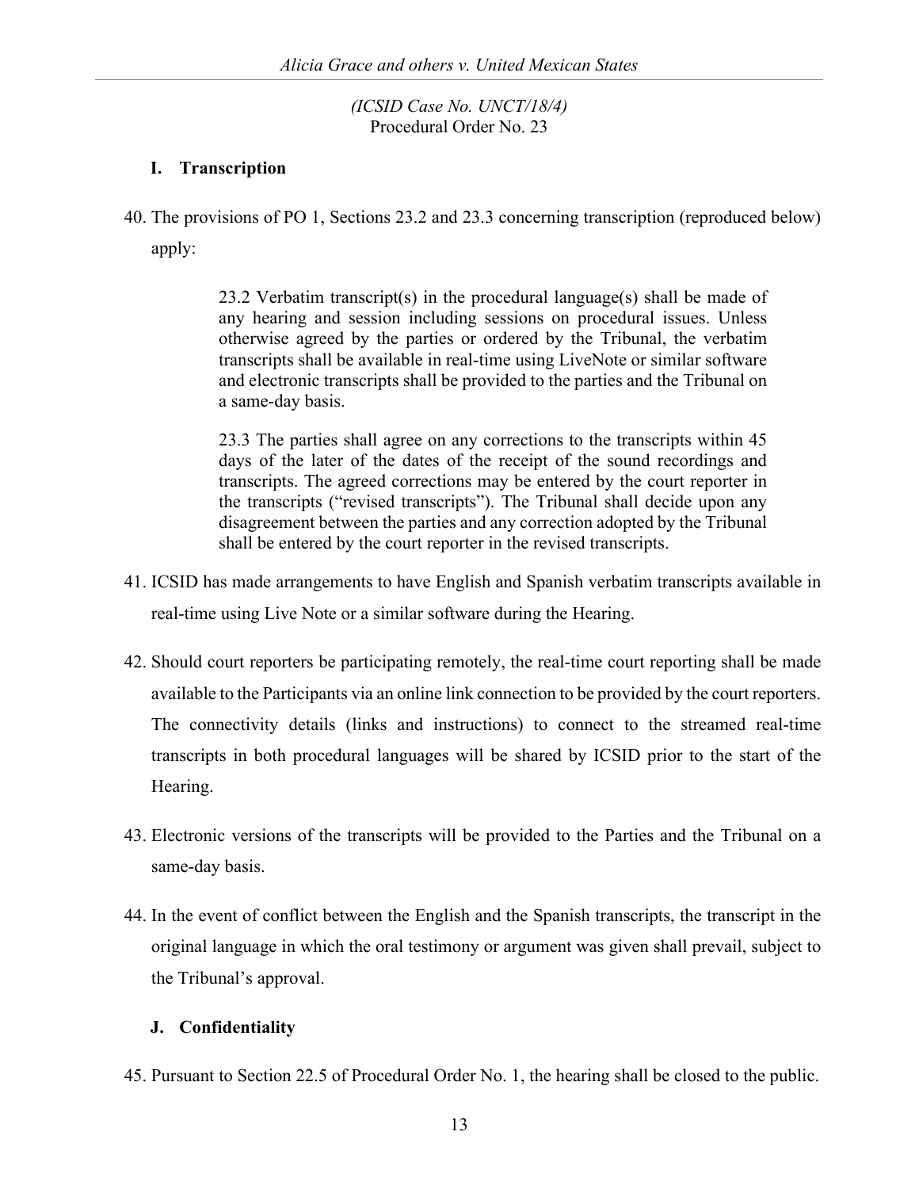### I. Transcription

40. The provisions of PO 1, Sections 23.2 and 23.3 concerning transcription (reproduced below) apply:

> 23.2 Verbatim transcript(s) in the procedural language(s) shall be made of any hearing and session including sessions on procedural issues. Unless otherwise agreed by the parties or ordered by the Tribunal, the verbatim transcripts shall be available in real-time using LiveNote or similar software and electronic transcripts shall be provided to the parties and the Tribunal on a same-day basis.
>
> 23.3 The parties shall agree on any corrections to the transcripts within 45 days of the later of the dates of the receipt of the sound recordings and transcripts. The agreed corrections may be entered by the court reporter in the transcripts ("revised transcripts"). The Tribunal shall decide upon any disagreement between the parties and any correction adopted by the Tribunal shall be entered by the court reporter in the revised transcripts.

41. ICSID has made arrangements to have English and Spanish verbatim transcripts available in real-time using Live Note or a similar software during the Hearing.

42. Should court reporters be participating remotely, the real-time court reporting shall be made available to the Participants via an online link connection to be provided by the court reporters. The connectivity details (links and instructions) to connect to the streamed real-time transcripts in both procedural languages will be shared by ICSID prior to the start of the Hearing.

43. Electronic versions of the transcripts will be provided to the Parties and the Tribunal on a same-day basis.

44. In the event of conflict between the English and the Spanish transcripts, the transcript in the original language in which the oral testimony or argument was given shall prevail, subject to the Tribunal's approval.

### J. Confidentiality

45. Pursuant to Section 22.5 of Procedural Order No. 1, the hearing shall be closed to the public.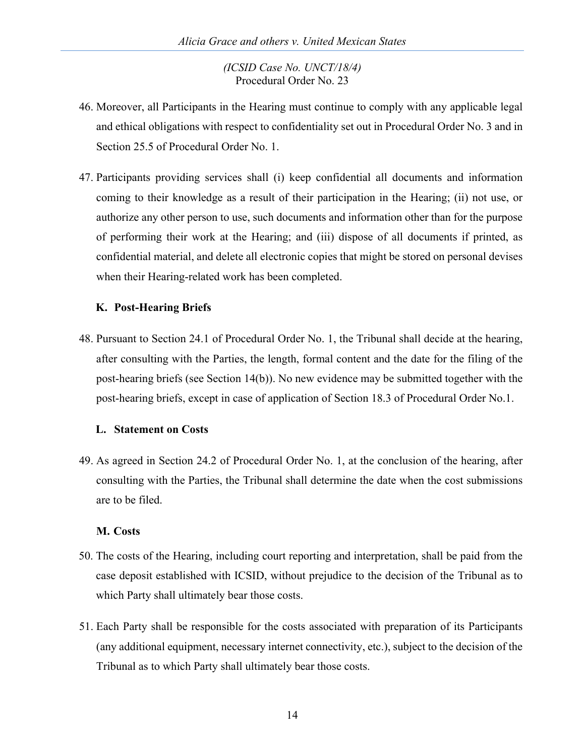46. Moreover, all Participants in the Hearing must continue to comply with any applicable legal and ethical obligations with respect to confidentiality set out in Procedural Order No. 3 and in Section 25.5 of Procedural Order No. 1.

47. Participants providing services shall (i) keep confidential all documents and information coming to their knowledge as a result of their participation in the Hearing; (ii) not use, or authorize any other person to use, such documents and information other than for the purpose of performing their work at the Hearing; and (iii) dispose of all documents if printed, as confidential material, and delete all electronic copies that might be stored on personal devises when their Hearing-related work has been completed.

### K. Post-Hearing Briefs

48. Pursuant to Section 24.1 of Procedural Order No. 1, the Tribunal shall decide at the hearing, after consulting with the Parties, the length, formal content and the date for the filing of the post-hearing briefs (see Section 14(b)). No new evidence may be submitted together with the post-hearing briefs, except in case of application of Section 18.3 of Procedural Order No.1.

### L. Statement on Costs

49. As agreed in Section 24.2 of Procedural Order No. 1, at the conclusion of the hearing, after consulting with the Parties, the Tribunal shall determine the date when the cost submissions are to be filed.

### M. Costs

50. The costs of the Hearing, including court reporting and interpretation, shall be paid from the case deposit established with ICSID, without prejudice to the decision of the Tribunal as to which Party shall ultimately bear those costs.

51. Each Party shall be responsible for the costs associated with preparation of its Participants (any additional equipment, necessary internet connectivity, etc.), subject to the decision of the Tribunal as to which Party shall ultimately bear those costs.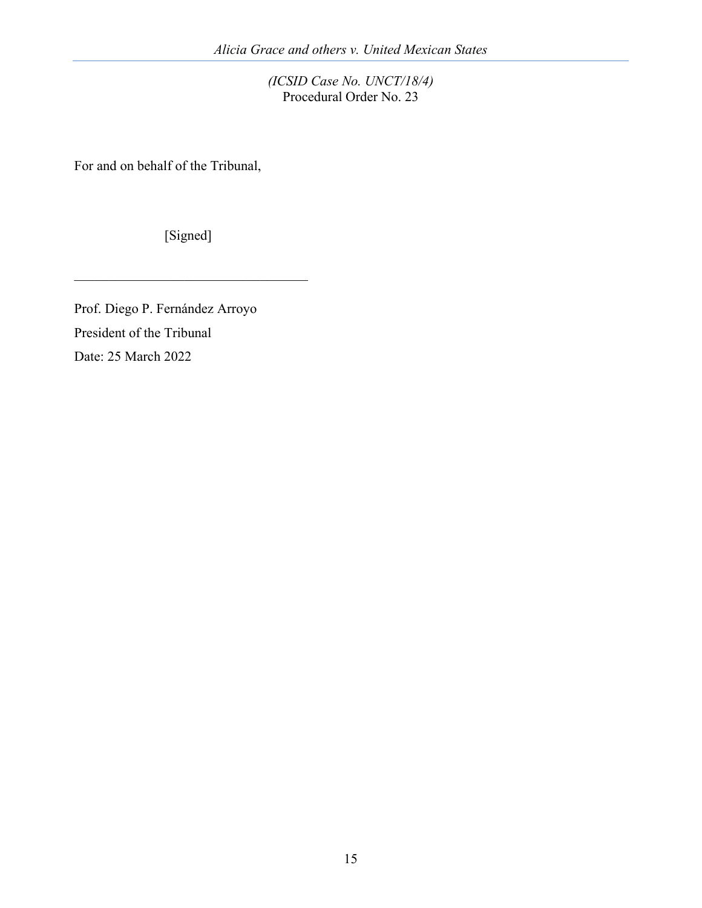For and on behalf of the Tribunal,

[Signed]

\_\_\_\_\_\_\_\_\_\_\_\_\_\_\_\_\_\_\_\_\_\_\_\_\_\_\_\_\_\_\_\_\_\_

Prof. Diego P. Fernández Arroyo

President of the Tribunal

Date: 25 March 2022